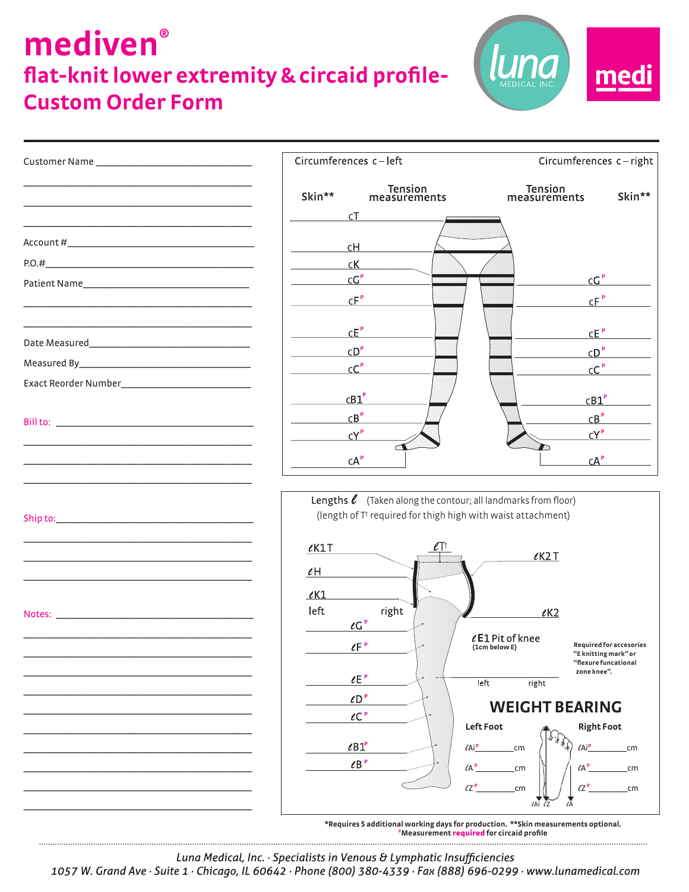# mediven®

## flat-knit lower extremity & circaid profile- Custom Order Form

Customer Name ______________________________

______________________________

______________________________

______________________________

Account # ______________________________

P.O.# ______________________________

Patient Name ______________________________

______________________________

______________________________

Date Measured ______________________________

Measured By ______________________________

Exact Reorder Number ______________________________

Bill to: ______________________________

______________________________

______________________________

______________________________

Ship to: ______________________________

______________________________

______________________________

______________________________

Notes: ______________________________

______________________________

______________________________

______________________________

______________________________

______________________________

______________________________

______________________________

______________________________

______________________________

______________________________

### Circumferences c – left / Circumferences c – right

| Skin** (left) | Tension measurements (left) | Landmark | Tension measurements (right) | Skin** (right) |
|---|---|---|---|---|
| | | cT | | |
| | | cH | | |
| | | cK | | |
| | | cG[P] | | |
| | | cF[P] | | |
| | | cE[P] | | |
| | | cD[P] | | |
| | | cC[P] | | |
| | | cB1[P] | | |
| | | cB[P] | | |
| | | cY[P] | | |
| | | cA[P] | | |

### Lengths ℓ (Taken along the contour; all landmarks from floor)

(length of T† required for thigh high with waist attachment)

| Landmark | left | right |
|---|---|---|
| ℓT† | | |
| ℓK1 T | | |
| ℓK2 T | | |
| ℓH | | |
| ℓK1 | | |
| ℓK2 | | |
| ℓG[P] | | |
| ℓF[P] | | |
| ℓE1 Pit of knee (1cm below E) | | |
| ℓE[P] | | |
| ℓD[P] | | |
| ℓC[P] | | |
| ℓB1[P] | | |
| ℓB[P] | | |

Required for accesories "E knitting mark" or "flexure funcational zone knee".

### WEIGHT BEARING

| | Left Foot | Right Foot |
|---|---|---|
| ℓAi[P] | ________cm | ________cm |
| ℓA[P] | ________cm | ________cm |
| ℓZ[P] | ________cm | ________cm |

***Requires 5 additional working days for production. **Skin measurements optional.**

**[P]Measurement required for circaid profile**

*Luna Medical, Inc. · Specialists in Venous & Lymphatic Insufficiencies*

*1057 W. Grand Ave · Suite 1 · Chicago, IL 60642 · Phone (800) 380-4339 · Fax (888) 696-0299 · www.lunamedical.com*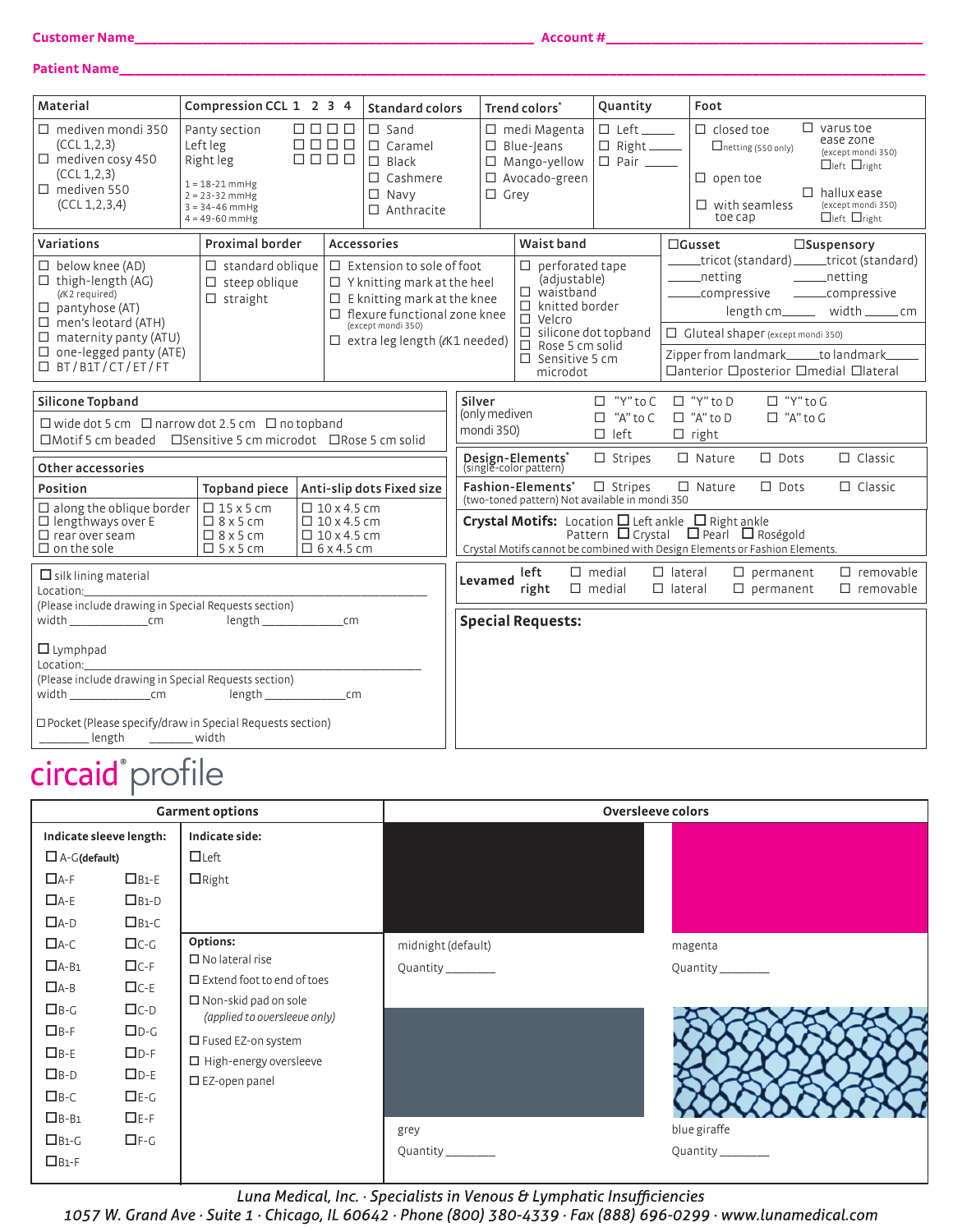Customer Name\_\_\_\_\_\_\_\_\_\_\_\_\_\_\_\_\_\_\_\_ Account #\_\_\_\_\_\_\_\_\_\_\_\_\_\_\_\_\_\_\_\_

Patient Name\_\_\_\_\_\_\_\_\_\_\_\_\_\_\_\_\_\_\_\_

| Material | Compression CCL 1 2 3 4 | Standard colors | Trend colors* | Quantity | Foot |
|---|---|---|---|---|---|
| ☐ mediven mondi 350 (CCL 1,2,3)<br>☐ mediven cosy 450 (CCL 1,2,3)<br>☐ mediven 550 (CCL 1,2,3,4) | Panty section ☐ ☐ ☐ ☐<br>Left leg ☐ ☐ ☐ ☐<br>Right leg ☐ ☐ ☐ ☐<br>1 = 18-21 mmHg<br>2 = 23-32 mmHg<br>3 = 34-46 mmHg<br>4 = 49-60 mmHg | ☐ Sand<br>☐ Caramel<br>☐ Black<br>☐ Cashmere<br>☐ Navy<br>☐ Anthracite | ☐ medi Magenta<br>☐ Blue-Jeans<br>☐ Mango-yellow<br>☐ Avocado-green<br>☐ Grey | ☐ Left \_\_\_\_<br>☐ Right \_\_\_\_<br>☐ Pair \_\_\_\_ | ☐ closed toe<br>☐ netting (550 only)<br>☐ open toe<br>☐ with seamless toe cap<br>☐ varus toe ease zone (except mondi 350) ☐ left ☐ right<br>☐ hallux ease (except mondi 350) ☐ left ☐ right |

| Variations | Proximal border | Accessories | Waist band | ☐ Gusset / ☐ Suspensory |
|---|---|---|---|---|
| ☐ below knee (AD)<br>☐ thigh-length (AG) (K2 required)<br>☐ pantyhose (AT)<br>☐ men's leotard (ATH)<br>☐ maternity panty (ATU)<br>☐ one-legged panty (ATE)<br>☐ BT / B1T / CT / ET / FT | ☐ standard oblique<br>☐ steep oblique<br>☐ straight | ☐ Extension to sole of foot<br>☐ Y knitting mark at the heel<br>☐ E knitting mark at the knee<br>☐ flexure functional zone knee (except mondi 350)<br>☐ extra leg length (K1 needed) | ☐ perforated tape (adjustable)<br>☐ waistband<br>☐ knitted border<br>☐ Velcro<br>☐ silicone dot topband<br>☐ Rose 5 cm solid<br>☐ Sensitive 5 cm microdot | ☐ Gusset: \_\_\_\_tricot (standard) \_\_\_\_netting \_\_\_\_compressive; length cm\_\_\_\_<br>☐ Suspensory: \_\_\_\_tricot (standard) \_\_\_\_netting \_\_\_\_compressive; width \_\_\_\_ cm<br>☐ Gluteal shaper (except mondi 350)<br>Zipper from landmark\_\_\_\_to landmark\_\_\_\_<br>☐ anterior ☐ posterior ☐ medial ☐ lateral |

**Silicone Topband**

☐ wide dot 5 cm ☐ narrow dot 2.5 cm ☐ no topband
☐ Motif 5 cm beaded ☐ Sensitive 5 cm microdot ☐ Rose 5 cm solid

**Other accessories**

| Position | Topband piece | Anti-slip dots Fixed size |
|---|---|---|
| ☐ along the oblique border | ☐ 15 x 5 cm | ☐ 10 x 4.5 cm |
| ☐ lengthways over E | ☐ 8 x 5 cm | ☐ 10 x 4.5 cm |
| ☐ rear over seam | ☐ 8 x 5 cm | ☐ 10 x 4.5 cm |
| ☐ on the sole | ☐ 5 x 5 cm | ☐ 6 x 4.5 cm |

☐ silk lining material
Location:\_\_\_\_\_\_\_\_\_\_\_\_\_\_\_\_\_\_\_\_
(Please include drawing in Special Requests section)
width \_\_\_\_\_\_\_\_cm length \_\_\_\_\_\_\_\_cm

☐ Lymphpad
Location:\_\_\_\_\_\_\_\_\_\_\_\_\_\_\_\_\_\_\_\_
(Please include drawing in Special Requests section)
width \_\_\_\_\_\_\_\_cm length \_\_\_\_\_\_\_\_cm

☐ Pocket (Please specify/draw in Special Requests section)
\_\_\_\_\_\_\_\_ length \_\_\_\_\_\_\_\_ width

**Silver** (only mediven mondi 350)
☐ "Y" to C ☐ "Y" to D ☐ "Y" to G
☐ "A" to C ☐ "A" to D ☐ "A" to G
☐ left ☐ right

**Design-Elements*** (single-color pattern) ☐ Stripes ☐ Nature ☐ Dots ☐ Classic

**Fashion-Elements*** (two-toned pattern) Not available in mondi 350 ☐ Stripes ☐ Nature ☐ Dots ☐ Classic

**Crystal Motifs:** Location ☐ Left ankle ☐ Right ankle
Pattern ☐ Crystal ☐ Pearl ☐ Roségold
Crystal Motifs cannot be combined with Design Elements or Fashion Elements.

| Levamed | | | | | |
|---|---|---|---|---|---|
| | left | ☐ medial | ☐ lateral | ☐ permanent | ☐ removable |
| | right | ☐ medial | ☐ lateral | ☐ permanent | ☐ removable |

**Special Requests:**

# circaid® profile

| Garment options | | Oversleeve colors | |
|---|---|---|---|
| **Indicate sleeve length:**<br>☐ A-G **(default)**<br>☐ A-F ☐ B1-E<br>☐ A-E ☐ B1-D<br>☐ A-D ☐ B1-C<br>☐ A-C ☐ C-G<br>☐ A-B1 ☐ C-F<br>☐ A-B ☐ C-E<br>☐ B-G ☐ C-D<br>☐ B-F ☐ D-G<br>☐ B-E ☐ D-F<br>☐ B-D ☐ D-E<br>☐ B-C ☐ E-G<br>☐ B-B1 ☐ E-F<br>☐ B1-G ☐ F-G<br>☐ B1-F | **Indicate side:**<br>☐ Left<br>☐ Right<br><br>**Options:**<br>☐ No lateral rise<br>☐ Extend foot to end of toes<br>☐ Non-skid pad on sole *(applied to oversleeve only)*<br>☐ Fused EZ-on system<br>☐ High-energy oversleeve<br>☐ EZ-open panel | midnight (default)<br>Quantity \_\_\_\_\_\_<br><br>grey<br>Quantity \_\_\_\_\_\_ | magenta<br>Quantity \_\_\_\_\_\_<br><br>blue giraffe<br>Quantity \_\_\_\_\_\_ |

*Luna Medical, Inc. · Specialists in Venous & Lymphatic Insufficiencies*
*1057 W. Grand Ave · Suite 1 · Chicago, IL 60642 · Phone (800) 380-4339 · Fax (888) 696-0299 · www.lunamedical.com*